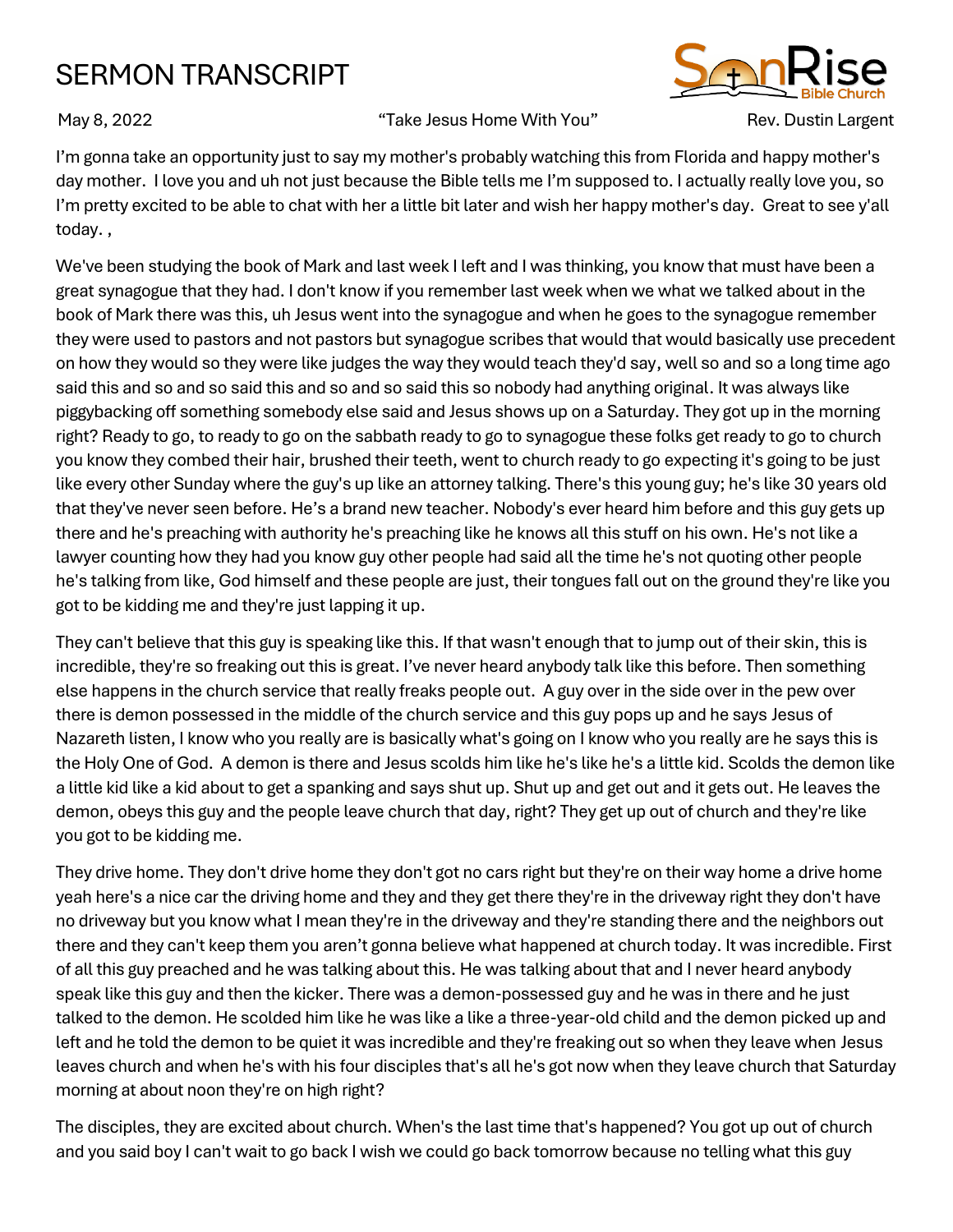# SERMON TRANSCRIPT

May 8, 2022 "Take Jesus Home With You" Rev. Dustin Largent

I'm gonna take an opportunity just to say my mother's probably watching this from Florida and happy mother's day mother. I love you and uh not just because the Bible tells me I'm supposed to. I actually really love you, so I'm pretty excited to be able to chat with her a little bit later and wish her happy mother's day. Great to see y'all today. ,

We've been studying the book of Mark and last week I left and I was thinking, you know that must have been a great synagogue that they had. I don't know if you remember last week when we what we talked about in the book of Mark there was this, uh Jesus went into the synagogue and when he goes to the synagogue remember they were used to pastors and not pastors but synagogue scribes that would that would basically use precedent on how they would so they were like judges the way they would teach they'd say, well so and so a long time ago said this and so and so said this and so and so said this so nobody had anything original. It was always like piggybacking off something somebody else said and Jesus shows up on a Saturday. They got up in the morning right? Ready to go, to ready to go on the sabbath ready to go to synagogue these folks get ready to go to church you know they combed their hair, brushed their teeth, went to church ready to go expecting it's going to be just like every other Sunday where the guy's up like an attorney talking. There's this young guy; he's like 30 years old that they've never seen before. He's a brand new teacher. Nobody's ever heard him before and this guy gets up there and he's preaching with authority he's preaching like he knows all this stuff on his own. He's not like a lawyer counting how they had you know guy other people had said all the time he's not quoting other people he's talking from like, God himself and these people are just, their tongues fall out on the ground they're like you got to be kidding me and they're just lapping it up.

They can't believe that this guy is speaking like this. If that wasn't enough that to jump out of their skin, this is incredible, they're so freaking out this is great. I've never heard anybody talk like this before. Then something else happens in the church service that really freaks people out. A guy over in the side over in the pew over there is demon possessed in the middle of the church service and this guy pops up and he says Jesus of Nazareth listen, I know who you really are is basically what's going on I know who you really are he says this is the Holy One of God. A demon is there and Jesus scolds him like he's like he's a little kid. Scolds the demon like a little kid like a kid about to get a spanking and says shut up. Shut up and get out and it gets out. He leaves the demon, obeys this guy and the people leave church that day, right? They get up out of church and they're like you got to be kidding me.

They drive home. They don't drive home they don't got no cars right but they're on their way home a drive home yeah here's a nice car the driving home and they and they get there they're in the driveway right they don't have no driveway but you know what I mean they're in the driveway and they're standing there and the neighbors out there and they can't keep them you aren't gonna believe what happened at church today. It was incredible. First of all this guy preached and he was talking about this. He was talking about that and I never heard anybody speak like this guy and then the kicker. There was a demon-possessed guy and he was in there and he just talked to the demon. He scolded him like he was like a like a three-year-old child and the demon picked up and left and he told the demon to be quiet it was incredible and they're freaking out so when they leave when Jesus leaves church and when he's with his four disciples that's all he's got now when they leave church that Saturday morning at about noon they're on high right?

The disciples, they are excited about church. When's the last time that's happened? You got up out of church and you said boy I can't wait to go back I wish we could go back tomorrow because no telling what this guy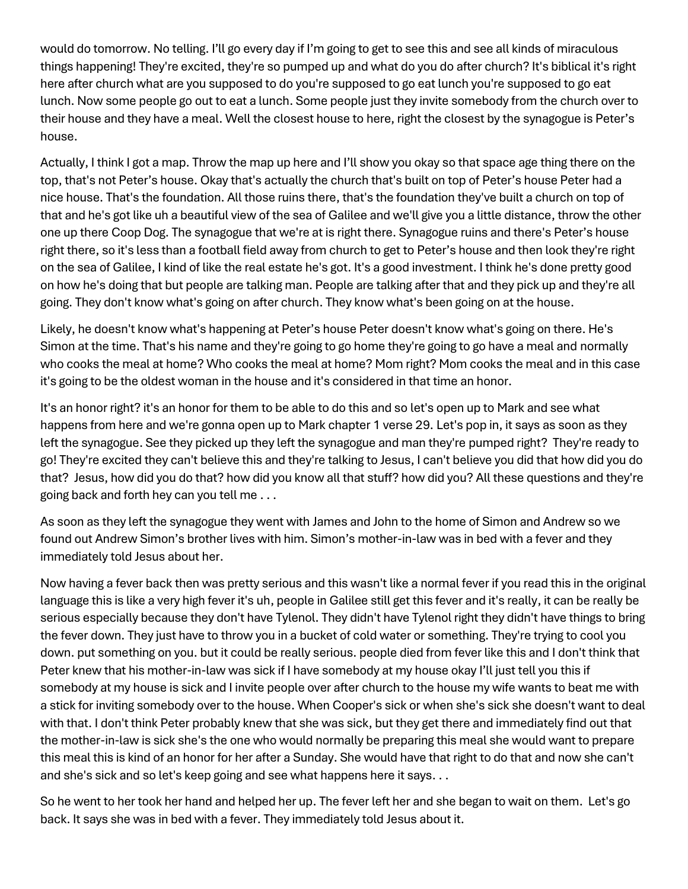would do tomorrow. No telling. I'll go every day if I'm going to get to see this and see all kinds of miraculous things happening! They're excited, they're so pumped up and what do you do after church? It's biblical it's right here after church what are you supposed to do you're supposed to go eat lunch you're supposed to go eat lunch. Now some people go out to eat a lunch. Some people just they invite somebody from the church over to their house and they have a meal. Well the closest house to here, right the closest by the synagogue is Peter's house.

Actually, I think I got a map. Throw the map up here and I'll show you okay so that space age thing there on the top, that's not Peter's house. Okay that's actually the church that's built on top of Peter's house Peter had a nice house. That's the foundation. All those ruins there, that's the foundation they've built a church on top of that and he's got like uh a beautiful view of the sea of Galilee and we'll give you a little distance, throw the other one up there Coop Dog. The synagogue that we're at is right there. Synagogue ruins and there's Peter's house right there, so it's less than a football field away from church to get to Peter's house and then look they're right on the sea of Galilee, I kind of like the real estate he's got. It's a good investment. I think he's done pretty good on how he's doing that but people are talking man. People are talking after that and they pick up and they're all going. They don't know what's going on after church. They know what's been going on at the house.

Likely, he doesn't know what's happening at Peter's house Peter doesn't know what's going on there. He's Simon at the time. That's his name and they're going to go home they're going to go have a meal and normally who cooks the meal at home? Who cooks the meal at home? Mom right? Mom cooks the meal and in this case it's going to be the oldest woman in the house and it's considered in that time an honor.

It's an honor right? it's an honor for them to be able to do this and so let's open up to Mark and see what happens from here and we're gonna open up to Mark chapter 1 verse 29. Let's pop in, it says as soon as they left the synagogue. See they picked up they left the synagogue and man they're pumped right? They're ready to go! They're excited they can't believe this and they're talking to Jesus, I can't believe you did that how did you do that? Jesus, how did you do that? how did you know all that stuff? how did you? All these questions and they're going back and forth hey can you tell me . . .

As soon as they left the synagogue they went with James and John to the home of Simon and Andrew so we found out Andrew Simon's brother lives with him. Simon's mother-in-law was in bed with a fever and they immediately told Jesus about her.

Now having a fever back then was pretty serious and this wasn't like a normal fever if you read this in the original language this is like a very high fever it's uh, people in Galilee still get this fever and it's really, it can be really be serious especially because they don't have Tylenol. They didn't have Tylenol right they didn't have things to bring the fever down. They just have to throw you in a bucket of cold water or something. They're trying to cool you down. put something on you. but it could be really serious. people died from fever like this and I don't think that Peter knew that his mother-in-law was sick if I have somebody at my house okay I'll just tell you this if somebody at my house is sick and I invite people over after church to the house my wife wants to beat me with a stick for inviting somebody over to the house. When Cooper's sick or when she's sick she doesn't want to deal with that. I don't think Peter probably knew that she was sick, but they get there and immediately find out that the mother-in-law is sick she's the one who would normally be preparing this meal she would want to prepare this meal this is kind of an honor for her after a Sunday. She would have that right to do that and now she can't and she's sick and so let's keep going and see what happens here it says. . .

So he went to her took her hand and helped her up. The fever left her and she began to wait on them. Let's go back. It says she was in bed with a fever. They immediately told Jesus about it.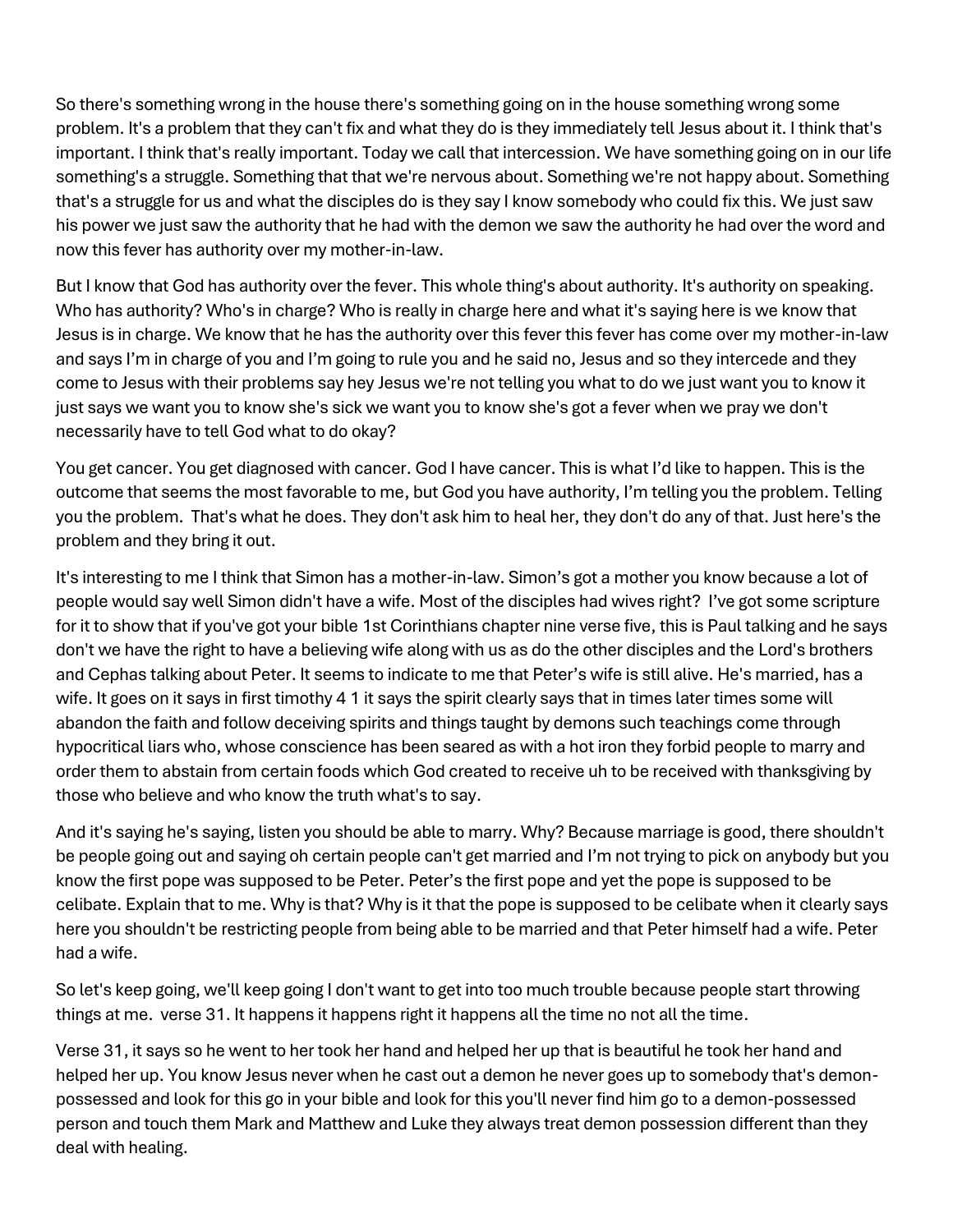So there's something wrong in the house there's something going on in the house something wrong some problem. It's a problem that they can't fix and what they do is they immediately tell Jesus about it. I think that's important. I think that's really important. Today we call that intercession. We have something going on in our life something's a struggle. Something that that we're nervous about. Something we're not happy about. Something that's a struggle for us and what the disciples do is they say I know somebody who could fix this. We just saw his power we just saw the authority that he had with the demon we saw the authority he had over the word and now this fever has authority over my mother-in-law.

But I know that God has authority over the fever. This whole thing's about authority. It's authority on speaking. Who has authority? Who's in charge? Who is really in charge here and what it's saying here is we know that Jesus is in charge. We know that he has the authority over this fever this fever has come over my mother-in-law and says I'm in charge of you and I'm going to rule you and he said no, Jesus and so they intercede and they come to Jesus with their problems say hey Jesus we're not telling you what to do we just want you to know it just says we want you to know she's sick we want you to know she's got a fever when we pray we don't necessarily have to tell God what to do okay?

You get cancer. You get diagnosed with cancer. God I have cancer. This is what I'd like to happen. This is the outcome that seems the most favorable to me, but God you have authority, I'm telling you the problem. Telling you the problem. That's what he does. They don't ask him to heal her, they don't do any of that. Just here's the problem and they bring it out.

It's interesting to me I think that Simon has a mother-in-law. Simon's got a mother you know because a lot of people would say well Simon didn't have a wife. Most of the disciples had wives right? I've got some scripture for it to show that if you've got your bible 1st Corinthians chapter nine verse five, this is Paul talking and he says don't we have the right to have a believing wife along with us as do the other disciples and the Lord's brothers and Cephas talking about Peter. It seems to indicate to me that Peter's wife is still alive. He's married, has a wife. It goes on it says in first timothy 4 1 it says the spirit clearly says that in times later times some will abandon the faith and follow deceiving spirits and things taught by demons such teachings come through hypocritical liars who, whose conscience has been seared as with a hot iron they forbid people to marry and order them to abstain from certain foods which God created to receive uh to be received with thanksgiving by those who believe and who know the truth what's to say.

And it's saying he's saying, listen you should be able to marry. Why? Because marriage is good, there shouldn't be people going out and saying oh certain people can't get married and I'm not trying to pick on anybody but you know the first pope was supposed to be Peter. Peter's the first pope and yet the pope is supposed to be celibate. Explain that to me. Why is that? Why is it that the pope is supposed to be celibate when it clearly says here you shouldn't be restricting people from being able to be married and that Peter himself had a wife. Peter had a wife.

So let's keep going, we'll keep going I don't want to get into too much trouble because people start throwing things at me. verse 31. It happens it happens right it happens all the time no not all the time.

Verse 31, it says so he went to her took her hand and helped her up that is beautiful he took her hand and helped her up. You know Jesus never when he cast out a demon he never goes up to somebody that's demon-possessed and look for this go in your bible and look for this you'll never find him go to a demon-possessed person and touch them Mark and Matthew and Luke they always treat demon possession different than they deal with healing.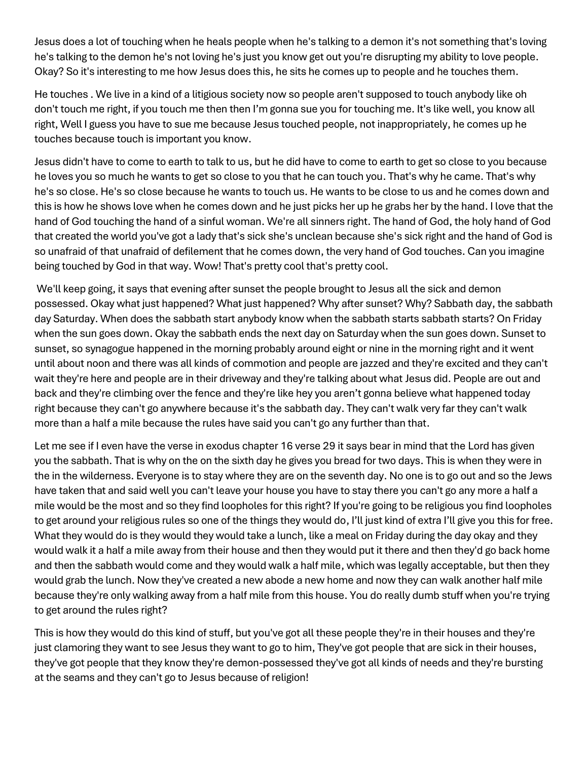Jesus does a lot of touching when he heals people when he's talking to a demon it's not something that's loving he's talking to the demon he's not loving he's just you know get out you're disrupting my ability to love people. Okay? So it's interesting to me how Jesus does this, he sits he comes up to people and he touches them.

He touches . We live in a kind of a litigious society now so people aren't supposed to touch anybody like oh don't touch me right, if you touch me then then I'm gonna sue you for touching me. It's like well, you know all right, Well I guess you have to sue me because Jesus touched people, not inappropriately, he comes up he touches because touch is important you know.

Jesus didn't have to come to earth to talk to us, but he did have to come to earth to get so close to you because he loves you so much he wants to get so close to you that he can touch you. That's why he came. That's why he's so close. He's so close because he wants to touch us. He wants to be close to us and he comes down and this is how he shows love when he comes down and he just picks her up he grabs her by the hand. I love that the hand of God touching the hand of a sinful woman. We're all sinners right. The hand of God, the holy hand of God that created the world you've got a lady that's sick she's unclean because she's sick right and the hand of God is so unafraid of that unafraid of defilement that he comes down, the very hand of God touches. Can you imagine being touched by God in that way. Wow! That's pretty cool that's pretty cool.

We'll keep going, it says that evening after sunset the people brought to Jesus all the sick and demon possessed. Okay what just happened? What just happened? Why after sunset? Why? Sabbath day, the sabbath day Saturday. When does the sabbath start anybody know when the sabbath starts sabbath starts? On Friday when the sun goes down. Okay the sabbath ends the next day on Saturday when the sun goes down. Sunset to sunset, so synagogue happened in the morning probably around eight or nine in the morning right and it went until about noon and there was all kinds of commotion and people are jazzed and they're excited and they can't wait they're here and people are in their driveway and they're talking about what Jesus did. People are out and back and they're climbing over the fence and they're like hey you aren't gonna believe what happened today right because they can't go anywhere because it's the sabbath day. They can't walk very far they can't walk more than a half a mile because the rules have said you can't go any further than that.

Let me see if I even have the verse in exodus chapter 16 verse 29 it says bear in mind that the Lord has given you the sabbath. That is why on the on the sixth day he gives you bread for two days. This is when they were in the in the wilderness. Everyone is to stay where they are on the seventh day. No one is to go out and so the Jews have taken that and said well you can't leave your house you have to stay there you can't go any more a half a mile would be the most and so they find loopholes for this right? If you're going to be religious you find loopholes to get around your religious rules so one of the things they would do, I'll just kind of extra I'll give you this for free. What they would do is they would they would take a lunch, like a meal on Friday during the day okay and they would walk it a half a mile away from their house and then they would put it there and then they'd go back home and then the sabbath would come and they would walk a half mile, which was legally acceptable, but then they would grab the lunch. Now they've created a new abode a new home and now they can walk another half mile because they're only walking away from a half mile from this house. You do really dumb stuff when you're trying to get around the rules right?

This is how they would do this kind of stuff, but you've got all these people they're in their houses and they're just clamoring they want to see Jesus they want to go to him, They've got people that are sick in their houses, they've got people that they know they're demon-possessed they've got all kinds of needs and they're bursting at the seams and they can't go to Jesus because of religion!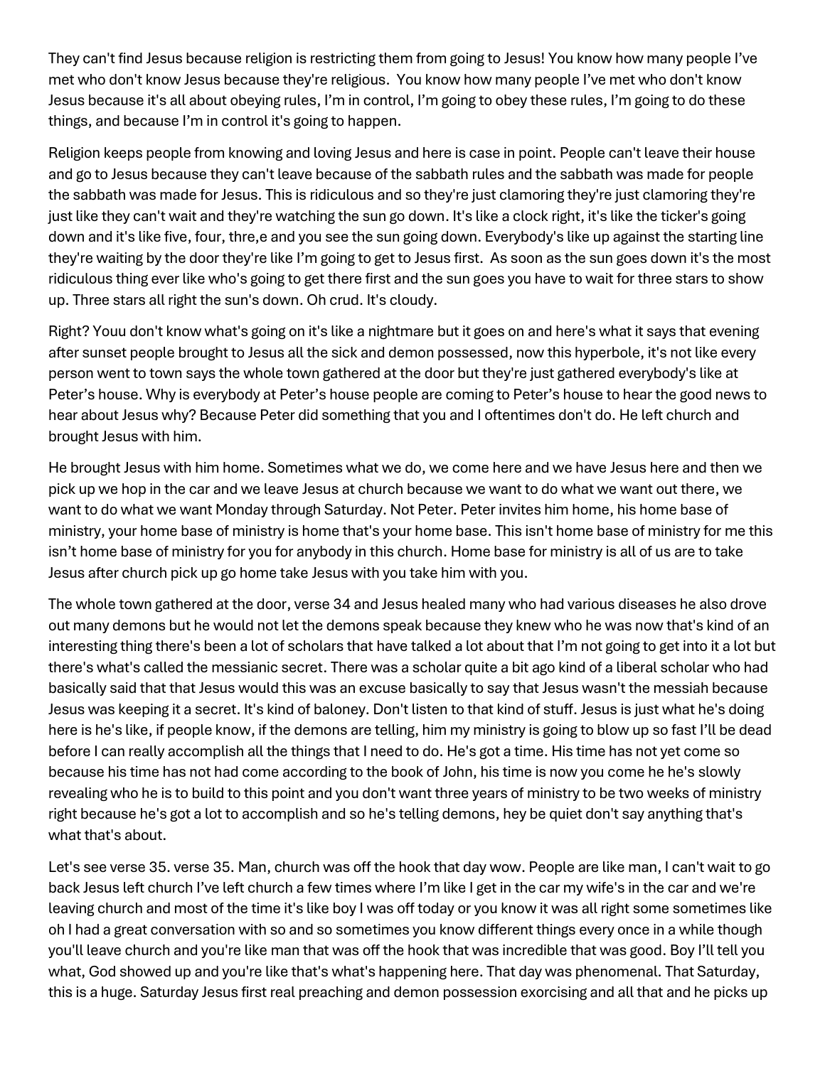They can't find Jesus because religion is restricting them from going to Jesus! You know how many people I've met who don't know Jesus because they're religious. You know how many people I've met who don't know Jesus because it's all about obeying rules, I'm in control, I'm going to obey these rules, I'm going to do these things, and because I'm in control it's going to happen.

Religion keeps people from knowing and loving Jesus and here is case in point. People can't leave their house and go to Jesus because they can't leave because of the sabbath rules and the sabbath was made for people the sabbath was made for Jesus. This is ridiculous and so they're just clamoring they're just clamoring they're just like they can't wait and they're watching the sun go down. It's like a clock right, it's like the ticker's going down and it's like five, four, thre,e and you see the sun going down. Everybody's like up against the starting line they're waiting by the door they're like I'm going to get to Jesus first. As soon as the sun goes down it's the most ridiculous thing ever like who's going to get there first and the sun goes you have to wait for three stars to show up. Three stars all right the sun's down. Oh crud. It's cloudy.

Right? Youu don't know what's going on it's like a nightmare but it goes on and here's what it says that evening after sunset people brought to Jesus all the sick and demon possessed, now this hyperbole, it's not like every person went to town says the whole town gathered at the door but they're just gathered everybody's like at Peter's house. Why is everybody at Peter's house people are coming to Peter's house to hear the good news to hear about Jesus why? Because Peter did something that you and I oftentimes don't do. He left church and brought Jesus with him.

He brought Jesus with him home. Sometimes what we do, we come here and we have Jesus here and then we pick up we hop in the car and we leave Jesus at church because we want to do what we want out there, we want to do what we want Monday through Saturday. Not Peter. Peter invites him home, his home base of ministry, your home base of ministry is home that's your home base. This isn't home base of ministry for me this isn't home base of ministry for you for anybody in this church. Home base for ministry is all of us are to take Jesus after church pick up go home take Jesus with you take him with you.

The whole town gathered at the door, verse 34 and Jesus healed many who had various diseases he also drove out many demons but he would not let the demons speak because they knew who he was now that's kind of an interesting thing there's been a lot of scholars that have talked a lot about that I'm not going to get into it a lot but there's what's called the messianic secret. There was a scholar quite a bit ago kind of a liberal scholar who had basically said that that Jesus would this was an excuse basically to say that Jesus wasn't the messiah because Jesus was keeping it a secret. It's kind of baloney. Don't listen to that kind of stuff. Jesus is just what he's doing here is he's like, if people know, if the demons are telling, him my ministry is going to blow up so fast I'll be dead before I can really accomplish all the things that I need to do. He's got a time. His time has not yet come so because his time has not had come according to the book of John, his time is now you come he he's slowly revealing who he is to build to this point and you don't want three years of ministry to be two weeks of ministry right because he's got a lot to accomplish and so he's telling demons, hey be quiet don't say anything that's what that's about.

Let's see verse 35. verse 35. Man, church was off the hook that day wow. People are like man, I can't wait to go back Jesus left church I've left church a few times where I'm like I get in the car my wife's in the car and we're leaving church and most of the time it's like boy I was off today or you know it was all right some sometimes like oh I had a great conversation with so and so sometimes you know different things every once in a while though you'll leave church and you're like man that was off the hook that was incredible that was good. Boy I'll tell you what, God showed up and you're like that's what's happening here. That day was phenomenal. That Saturday, this is a huge. Saturday Jesus first real preaching and demon possession exorcising and all that and he picks up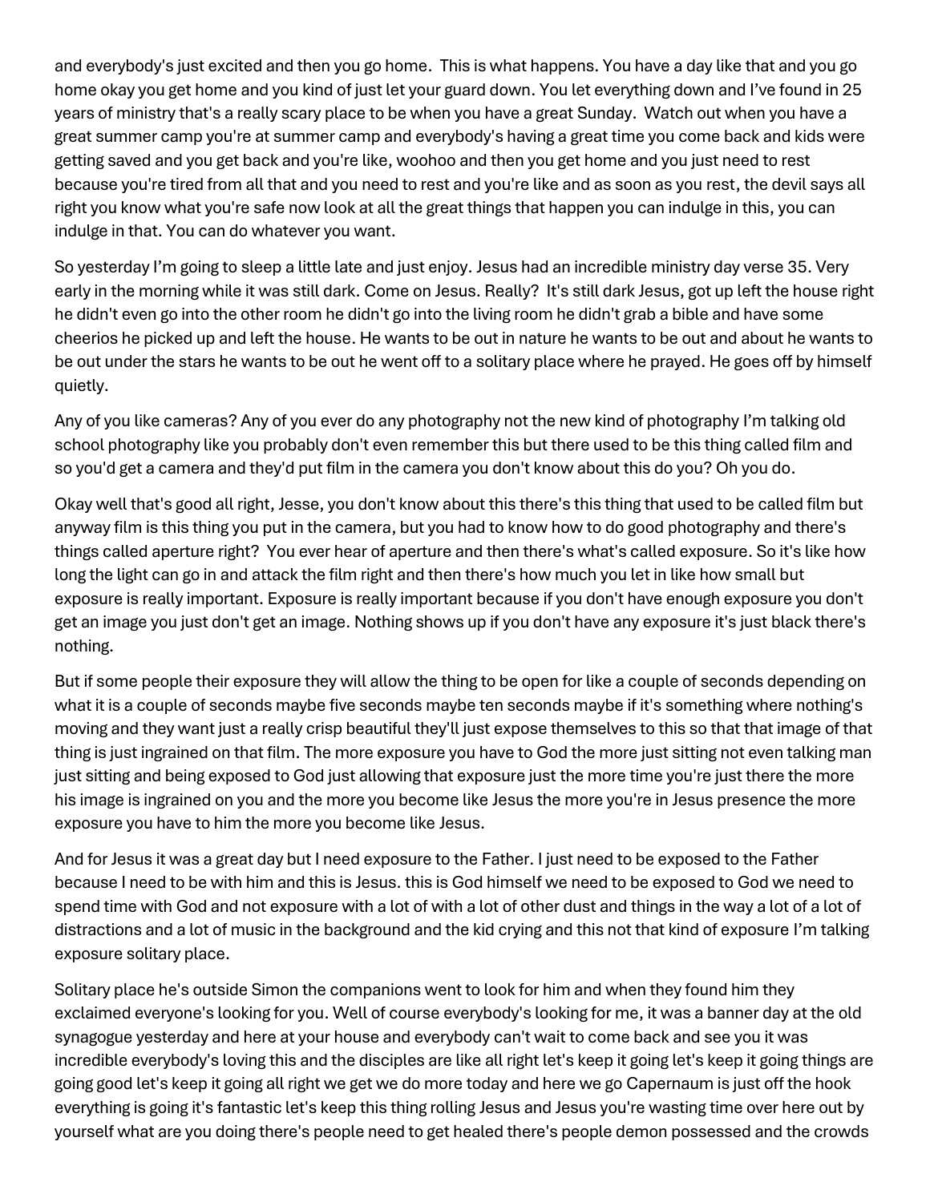and everybody's just excited and then you go home.  This is what happens. You have a day like that and you go home okay you get home and you kind of just let your guard down. You let everything down and I've found in 25 years of ministry that's a really scary place to be when you have a great Sunday.  Watch out when you have a great summer camp you're at summer camp and everybody's having a great time you come back and kids were getting saved and you get back and you're like, woohoo and then you get home and you just need to rest because you're tired from all that and you need to rest and you're like and as soon as you rest, the devil says all right you know what you're safe now look at all the great things that happen you can indulge in this, you can indulge in that. You can do whatever you want.

So yesterday I'm going to sleep a little late and just enjoy. Jesus had an incredible ministry day verse 35. Very early in the morning while it was still dark. Come on Jesus. Really?  It's still dark Jesus, got up left the house right he didn't even go into the other room he didn't go into the living room he didn't grab a bible and have some cheerios he picked up and left the house. He wants to be out in nature he wants to be out and about he wants to be out under the stars he wants to be out he went off to a solitary place where he prayed. He goes off by himself quietly.

Any of you like cameras? Any of you ever do any photography not the new kind of photography I'm talking old school photography like you probably don't even remember this but there used to be this thing called film and so you'd get a camera and they'd put film in the camera you don't know about this do you? Oh you do.

Okay well that's good all right, Jesse, you don't know about this there's this thing that used to be called film but anyway film is this thing you put in the camera, but you had to know how to do good photography and there's things called aperture right?  You ever hear of aperture and then there's what's called exposure. So it's like how long the light can go in and attack the film right and then there's how much you let in like how small but exposure is really important. Exposure is really important because if you don't have enough exposure you don't get an image you just don't get an image. Nothing shows up if you don't have any exposure it's just black there's nothing.

But if some people their exposure they will allow the thing to be open for like a couple of seconds depending on what it is a couple of seconds maybe five seconds maybe ten seconds maybe if it's something where nothing's moving and they want just a really crisp beautiful they'll just expose themselves to this so that that image of that thing is just ingrained on that film. The more exposure you have to God the more just sitting not even talking man just sitting and being exposed to God just allowing that exposure just the more time you're just there the more his image is ingrained on you and the more you become like Jesus the more you're in Jesus presence the more exposure you have to him the more you become like Jesus.

And for Jesus it was a great day but I need exposure to the Father. I just need to be exposed to the Father because I need to be with him and this is Jesus. this is God himself we need to be exposed to God we need to spend time with God and not exposure with a lot of with a lot of other dust and things in the way a lot of a lot of distractions and a lot of music in the background and the kid crying and this not that kind of exposure I'm talking exposure solitary place.

Solitary place he's outside Simon the companions went to look for him and when they found him they exclaimed everyone's looking for you. Well of course everybody's looking for me, it was a banner day at the old synagogue yesterday and here at your house and everybody can't wait to come back and see you it was incredible everybody's loving this and the disciples are like all right let's keep it going let's keep it going things are going good let's keep it going all right we get we do more today and here we go Capernaum is just off the hook everything is going it's fantastic let's keep this thing rolling Jesus and Jesus you're wasting time over here out by yourself what are you doing there's people need to get healed there's people demon possessed and the crowds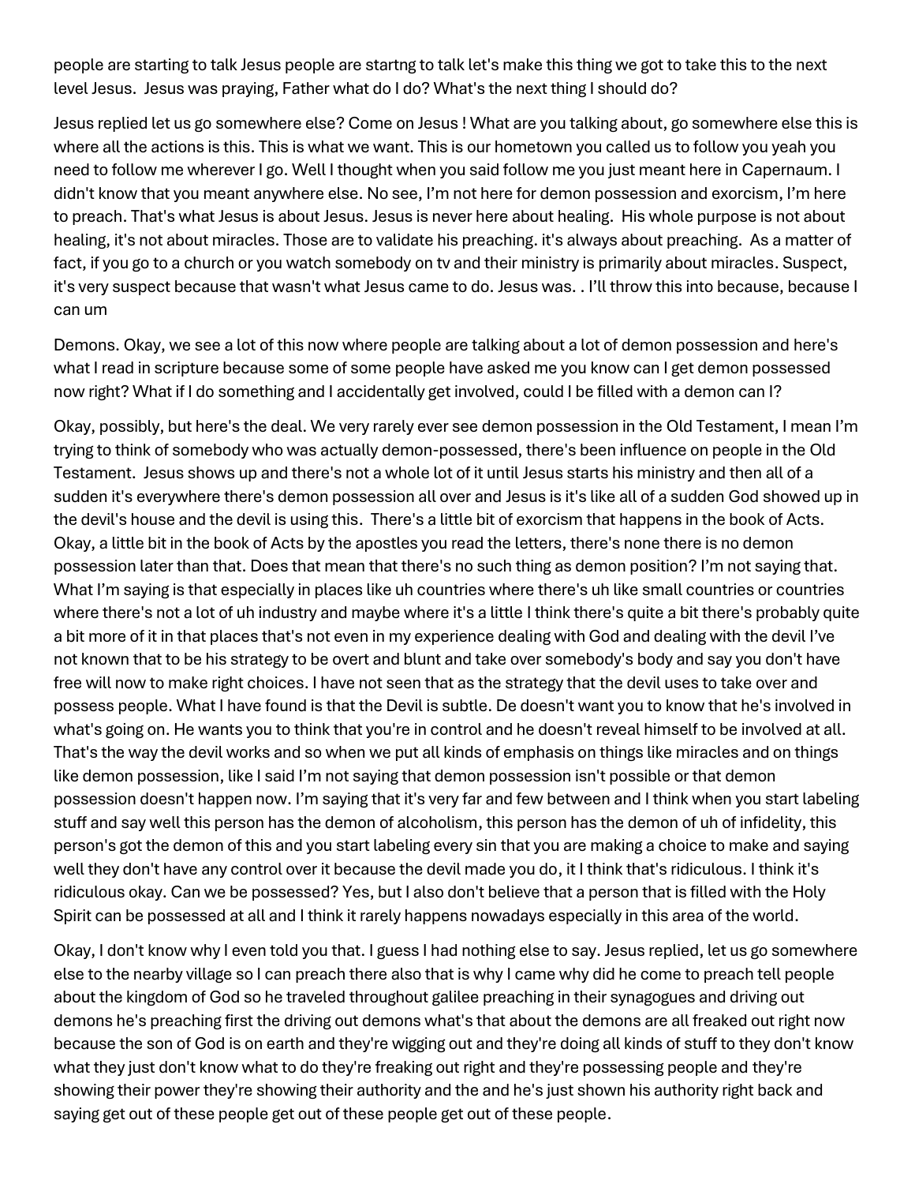people are starting to talk Jesus people are startng to talk let's make this thing we got to take this to the next level Jesus. Jesus was praying, Father what do I do? What's the next thing I should do?

Jesus replied let us go somewhere else? Come on Jesus ! What are you talking about, go somewhere else this is where all the actions is this. This is what we want. This is our hometown you called us to follow you yeah you need to follow me wherever I go. Well I thought when you said follow me you just meant here in Capernaum. I didn't know that you meant anywhere else. No see, I'm not here for demon possession and exorcism, I'm here to preach. That's what Jesus is about Jesus. Jesus is never here about healing. His whole purpose is not about healing, it's not about miracles. Those are to validate his preaching. it's always about preaching. As a matter of fact, if you go to a church or you watch somebody on tv and their ministry is primarily about miracles. Suspect, it's very suspect because that wasn't what Jesus came to do. Jesus was. . I'll throw this into because, because I can um

Demons. Okay, we see a lot of this now where people are talking about a lot of demon possession and here's what I read in scripture because some of some people have asked me you know can I get demon possessed now right? What if I do something and I accidentally get involved, could I be filled with a demon can I?

Okay, possibly, but here's the deal. We very rarely ever see demon possession in the Old Testament, I mean I'm trying to think of somebody who was actually demon-possessed, there's been influence on people in the Old Testament. Jesus shows up and there's not a whole lot of it until Jesus starts his ministry and then all of a sudden it's everywhere there's demon possession all over and Jesus is it's like all of a sudden God showed up in the devil's house and the devil is using this. There's a little bit of exorcism that happens in the book of Acts. Okay, a little bit in the book of Acts by the apostles you read the letters, there's none there is no demon possession later than that. Does that mean that there's no such thing as demon position? I'm not saying that. What I'm saying is that especially in places like uh countries where there's uh like small countries or countries where there's not a lot of uh industry and maybe where it's a little I think there's quite a bit there's probably quite a bit more of it in that places that's not even in my experience dealing with God and dealing with the devil I've not known that to be his strategy to be overt and blunt and take over somebody's body and say you don't have free will now to make right choices. I have not seen that as the strategy that the devil uses to take over and possess people. What I have found is that the Devil is subtle. De doesn't want you to know that he's involved in what's going on. He wants you to think that you're in control and he doesn't reveal himself to be involved at all. That's the way the devil works and so when we put all kinds of emphasis on things like miracles and on things like demon possession, like I said I'm not saying that demon possession isn't possible or that demon possession doesn't happen now. I'm saying that it's very far and few between and I think when you start labeling stuff and say well this person has the demon of alcoholism, this person has the demon of uh of infidelity, this person's got the demon of this and you start labeling every sin that you are making a choice to make and saying well they don't have any control over it because the devil made you do, it I think that's ridiculous. I think it's ridiculous okay. Can we be possessed? Yes, but I also don't believe that a person that is filled with the Holy Spirit can be possessed at all and I think it rarely happens nowadays especially in this area of the world.

Okay, I don't know why I even told you that. I guess I had nothing else to say. Jesus replied, let us go somewhere else to the nearby village so I can preach there also that is why I came why did he come to preach tell people about the kingdom of God so he traveled throughout galilee preaching in their synagogues and driving out demons he's preaching first the driving out demons what's that about the demons are all freaked out right now because the son of God is on earth and they're wigging out and they're doing all kinds of stuff to they don't know what they just don't know what to do they're freaking out right and they're possessing people and they're showing their power they're showing their authority and the and he's just shown his authority right back and saying get out of these people get out of these people get out of these people.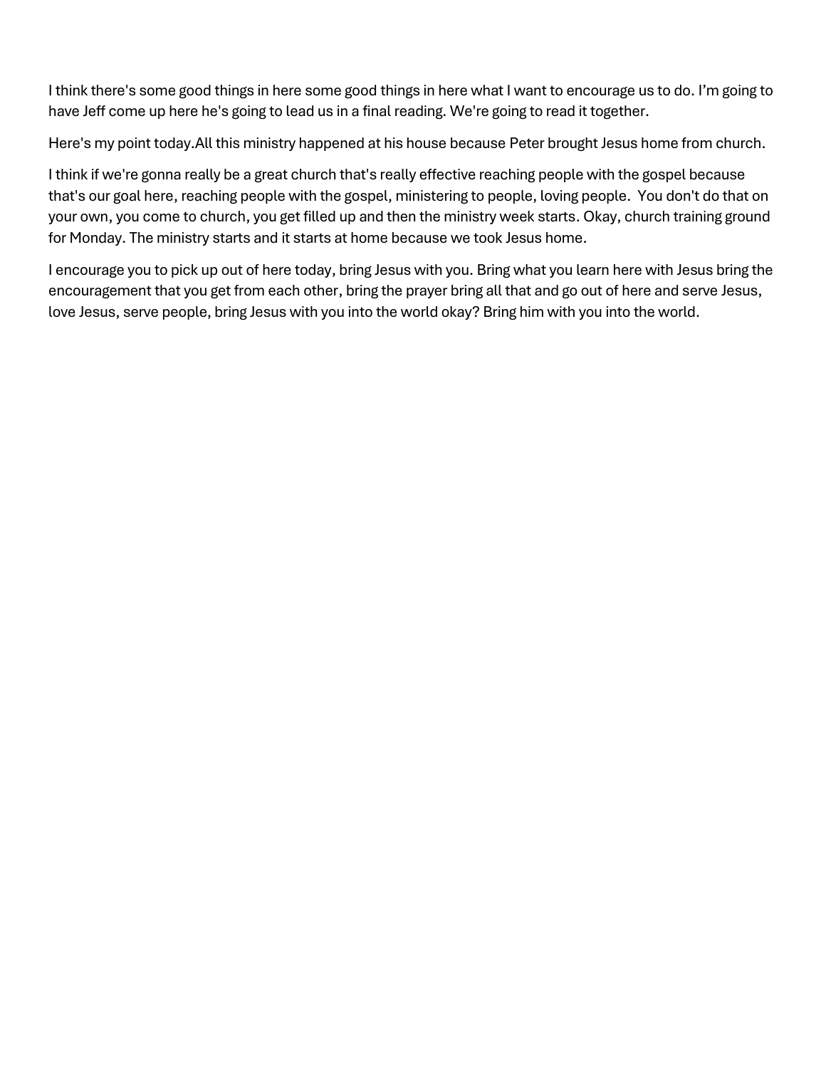I think there's some good things in here some good things in here what I want to encourage us to do. I'm going to have Jeff come up here he's going to lead us in a final reading. We're going to read it together.

Here's my point today.All this ministry happened at his house because Peter brought Jesus home from church.

I think if we're gonna really be a great church that's really effective reaching people with the gospel because that's our goal here, reaching people with the gospel, ministering to people, loving people.  You don't do that on your own, you come to church, you get filled up and then the ministry week starts. Okay, church training ground for Monday. The ministry starts and it starts at home because we took Jesus home.

I encourage you to pick up out of here today, bring Jesus with you. Bring what you learn here with Jesus bring the encouragement that you get from each other, bring the prayer bring all that and go out of here and serve Jesus, love Jesus, serve people, bring Jesus with you into the world okay? Bring him with you into the world.